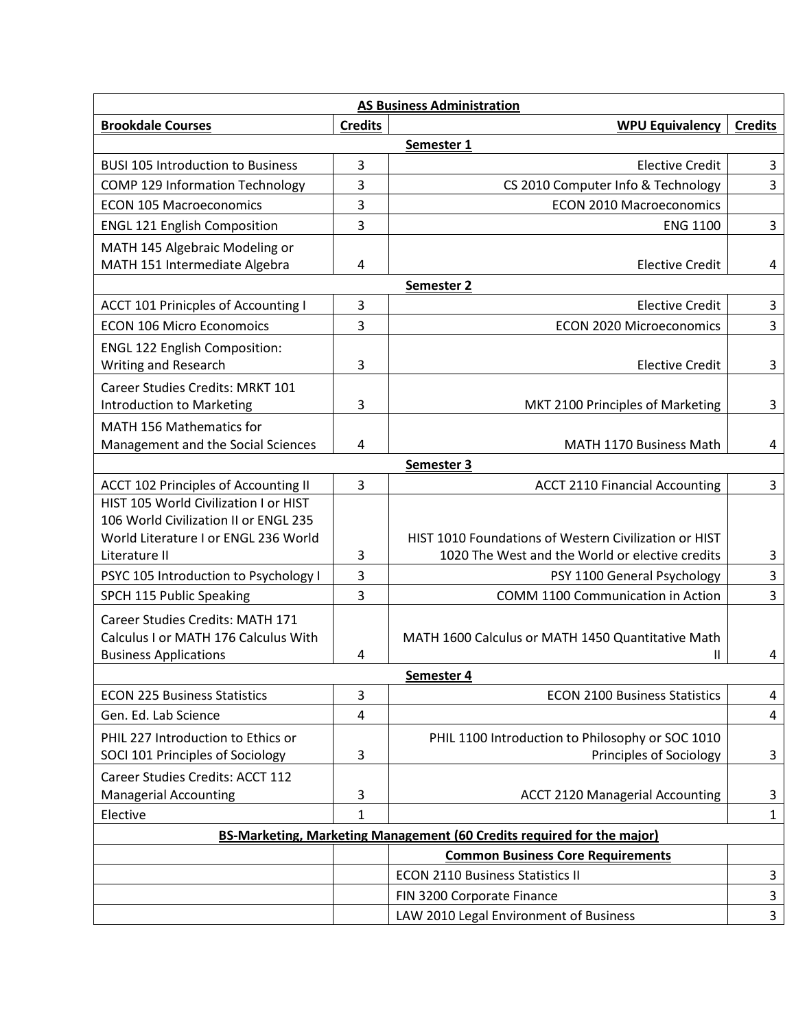| AS Business Administration | | | |
|---|---|---|---|
| **Brookdale Courses** | **Credits** | **WPU Equivalency** | **Credits** |
| **Semester 1** | | | |
| BUSI 105 Introduction to Business | 3 | Elective Credit | 3 |
| COMP 129 Information Technology | 3 | CS 2010 Computer Info & Technology | 3 |
| ECON 105 Macroeconomics | 3 | ECON 2010 Macroeconomics | |
| ENGL 121 English Composition | 3 | ENG 1100 | 3 |
| MATH 145 Algebraic Modeling or MATH 151 Intermediate Algebra | 4 | Elective Credit | 4 |
| **Semester 2** | | | |
| ACCT 101 Prinicples of Accounting I | 3 | Elective Credit | 3 |
| ECON 106 Micro Economoics | 3 | ECON 2020 Microeconomics | 3 |
| ENGL 122 English Composition: Writing and Research | 3 | Elective Credit | 3 |
| Career Studies Credits: MRKT 101 Introduction to Marketing | 3 | MKT 2100 Principles of Marketing | 3 |
| MATH 156 Mathematics for Management and the Social Sciences | 4 | MATH 1170 Business Math | 4 |
| **Semester 3** | | | |
| ACCT 102 Principles of Accounting II | 3 | ACCT 2110 Financial Accounting | 3 |
| HIST 105 World Civilization I or HIST 106 World Civilization II or ENGL 235 World Literature I or ENGL 236 World Literature II | 3 | HIST 1010 Foundations of Western Civilization or HIST 1020 The West and the World or elective credits | 3 |
| PSYC 105 Introduction to Psychology I | 3 | PSY 1100 General Psychology | 3 |
| SPCH 115 Public Speaking | 3 | COMM 1100 Communication in Action | 3 |
| Career Studies Credits: MATH 171 Calculus I or MATH 176 Calculus With Business Applications | 4 | MATH 1600 Calculus or MATH 1450 Quantitative Math II | 4 |
| **Semester 4** | | | |
| ECON 225 Business Statistics | 3 | ECON 2100 Business Statistics | 4 |
| Gen. Ed. Lab Science | 4 | | 4 |
| PHIL 227 Introduction to Ethics or SOCI 101 Principles of Sociology | 3 | PHIL 1100 Introduction to Philosophy or SOC 1010 Principles of Sociology | 3 |
| Career Studies Credits: ACCT 112 Managerial Accounting | 3 | ACCT 2120 Managerial Accounting | 3 |
| Elective | 1 | | 1 |
| **BS-Marketing, Marketing Management (60 Credits required for the major)** | | | |
| | | **Common Business Core Requirements** | |
| | | ECON 2110 Business Statistics II | 3 |
| | | FIN 3200 Corporate Finance | 3 |
| | | LAW 2010 Legal Environment of Business | 3 |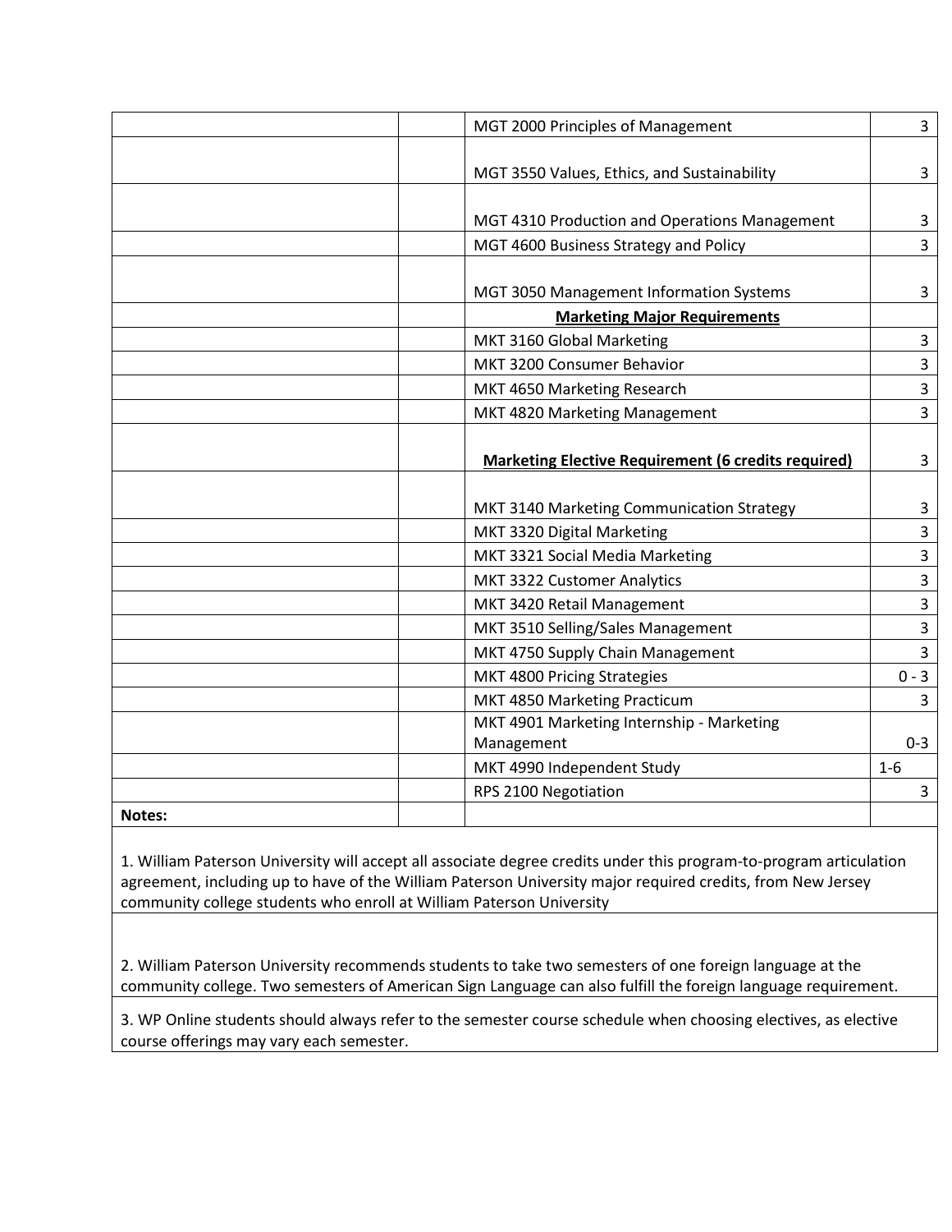| | | | |
|---|---|---|---|
| | | MGT 2000 Principles of Management | 3 |
| | | MGT 3550 Values, Ethics, and Sustainability | 3 |
| | | MGT 4310 Production and Operations Management | 3 |
| | | MGT 4600 Business Strategy and Policy | 3 |
| | | MGT 3050 Management Information Systems | 3 |
| | | **Marketing Major Requirements** | |
| | | MKT 3160 Global Marketing | 3 |
| | | MKT 3200 Consumer Behavior | 3 |
| | | MKT 4650 Marketing Research | 3 |
| | | MKT 4820 Marketing Management | 3 |
| | | **Marketing Elective Requirement (6 credits required)** | 3 |
| | | MKT 3140 Marketing Communication Strategy | 3 |
| | | MKT 3320 Digital Marketing | 3 |
| | | MKT 3321 Social Media Marketing | 3 |
| | | MKT 3322 Customer Analytics | 3 |
| | | MKT 3420 Retail Management | 3 |
| | | MKT 3510 Selling/Sales Management | 3 |
| | | MKT 4750 Supply Chain Management | 3 |
| | | MKT 4800 Pricing Strategies | 0 - 3 |
| | | MKT 4850 Marketing Practicum | 3 |
| | | MKT 4901 Marketing Internship - Marketing Management | 0-3 |
| | | MKT 4990 Independent Study | 1-6 |
| | | RPS 2100 Negotiation | 3 |
| **Notes:** | | | |

1. William Paterson University will accept all associate degree credits under this program-to-program articulation agreement, including up to have of the William Paterson University major required credits, from New Jersey community college students who enroll at William Paterson University

2. William Paterson University recommends students to take two semesters of one foreign language at the community college. Two semesters of American Sign Language can also fulfill the foreign language requirement.

3. WP Online students should always refer to the semester course schedule when choosing electives, as elective course offerings may vary each semester.